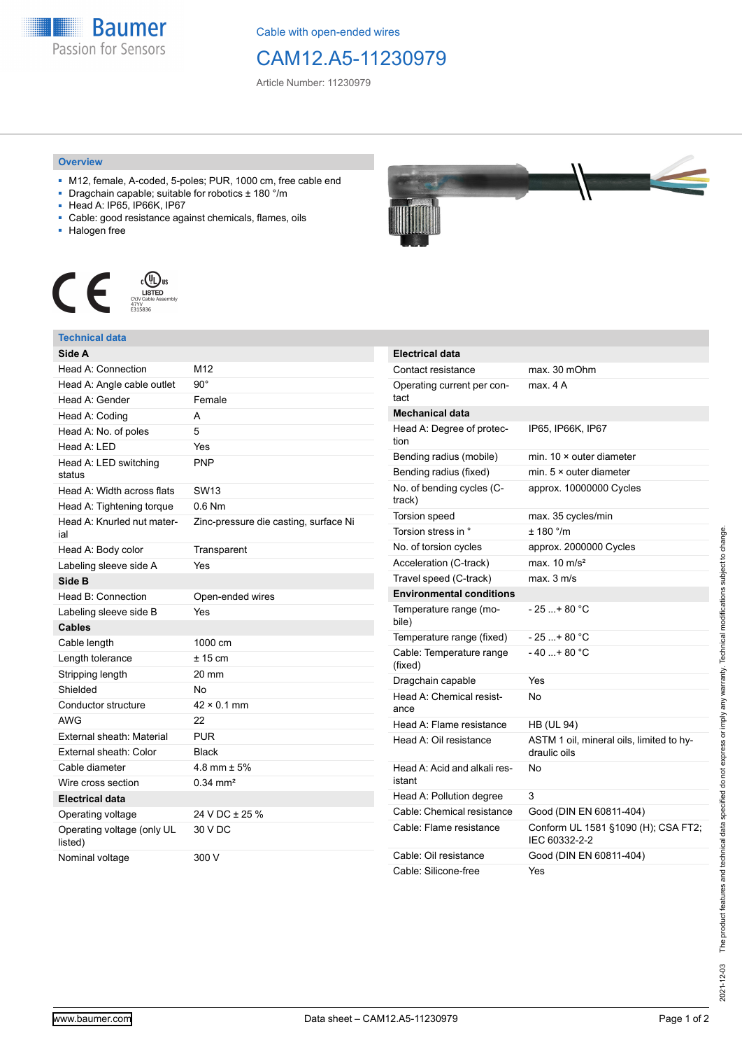Baumer
Passion for Sensors

Cable with open-ended wires

# CAM12.A5-11230979

Article Number: 11230979

## Overview

- M12, female, A-coded, 5-poles; PUR, 1000 cm, free cable end
- Dragchain capable; suitable for robotics ± 180 °/m
- Head A: IP65, IP66K, IP67
- Cable: good resistance against chemicals, flames, oils
- Halogen free

CE

cULus LISTED CYJV Cable Assembly 47YV E315836

## Technical data

| Side A | |
|---|---|
| Head A: Connection | M12 |
| Head A: Angle cable outlet | 90° |
| Head A: Gender | Female |
| Head A: Coding | A |
| Head A: No. of poles | 5 |
| Head A: LED | Yes |
| Head A: LED switching status | PNP |
| Head A: Width across flats | SW13 |
| Head A: Tightening torque | 0.6 Nm |
| Head A: Knurled nut material | Zinc-pressure die casting, surface Ni |
| Head A: Body color | Transparent |
| Labeling sleeve side A | Yes |
| **Side B** | |
| Head B: Connection | Open-ended wires |
| Labeling sleeve side B | Yes |
| **Cables** | |
| Cable length | 1000 cm |
| Length tolerance | ± 15 cm |
| Stripping length | 20 mm |
| Shielded | No |
| Conductor structure | 42 × 0.1 mm |
| AWG | 22 |
| External sheath: Material | PUR |
| External sheath: Color | Black |
| Cable diameter | 4.8 mm ± 5% |
| Wire cross section | 0.34 mm² |
| **Electrical data** | |
| Operating voltage | 24 V DC ± 25 % |
| Operating voltage (only UL listed) | 30 V DC |
| Nominal voltage | 300 V |

| Electrical data | |
|---|---|
| Contact resistance | max. 30 mOhm |
| Operating current per contact | max. 4 A |
| **Mechanical data** | |
| Head A: Degree of protection | IP65, IP66K, IP67 |
| Bending radius (mobile) | min. 10 × outer diameter |
| Bending radius (fixed) | min. 5 × outer diameter |
| No. of bending cycles (C-track) | approx. 10000000 Cycles |
| Torsion speed | max. 35 cycles/min |
| Torsion stress in ° | ± 180 °/m |
| No. of torsion cycles | approx. 2000000 Cycles |
| Acceleration (C-track) | max. 10 m/s² |
| Travel speed (C-track) | max. 3 m/s |
| **Environmental conditions** | |
| Temperature range (mobile) | - 25 ...+ 80 °C |
| Temperature range (fixed) | - 25 ...+ 80 °C |
| Cable: Temperature range (fixed) | - 40 ...+ 80 °C |
| Dragchain capable | Yes |
| Head A: Chemical resistance | No |
| Head A: Flame resistance | HB (UL 94) |
| Head A: Oil resistance | ASTM 1 oil, mineral oils, limited to hydraulic oils |
| Head A: Acid and alkali resistant | No |
| Head A: Pollution degree | 3 |
| Cable: Chemical resistance | Good (DIN EN 60811-404) |
| Cable: Flame resistance | Conform UL 1581 §1090 (H); CSA FT2; IEC 60332-2-2 |
| Cable: Oil resistance | Good (DIN EN 60811-404) |
| Cable: Silicone-free | Yes |

2021-12-03 The product features and technical data specified do not express or imply any warranty. Technical modifications subject to change.

www.baumer.com | Data sheet – CAM12.A5-11230979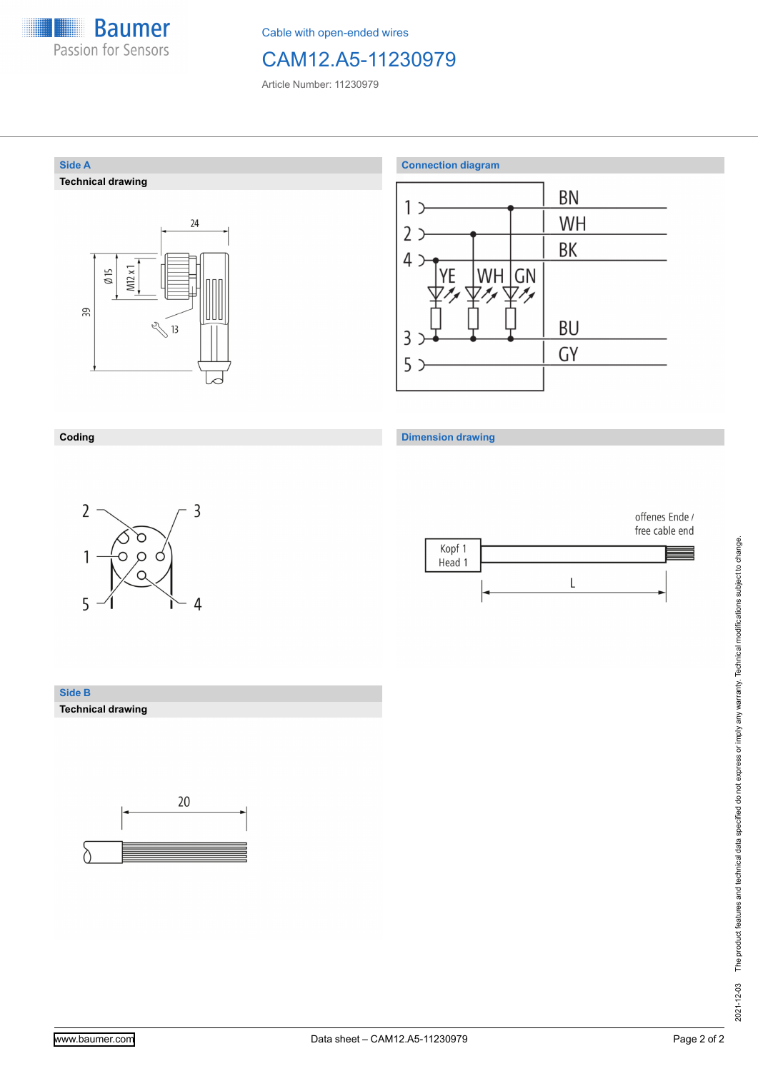Cable with open-ended wires

# CAM12.A5-11230979

Article Number: 11230979

## Side A

### Technical drawing

24

Ø 15

M12 x 1

39

13

## Connection diagram

1
2
4
3
5

BN
WH
BK
BU
GY

YE
WH
GN

### Coding

2
3
1
5
4

## Dimension drawing

Kopf 1
Head 1

offenes Ende /
free cable end

L

## Side B

### Technical drawing

20

The product features and technical data specified do not express or imply any warranty. Technical modifications subject to change.

2021-12-03

www.baumer.com

Data sheet – CAM12.A5-11230979